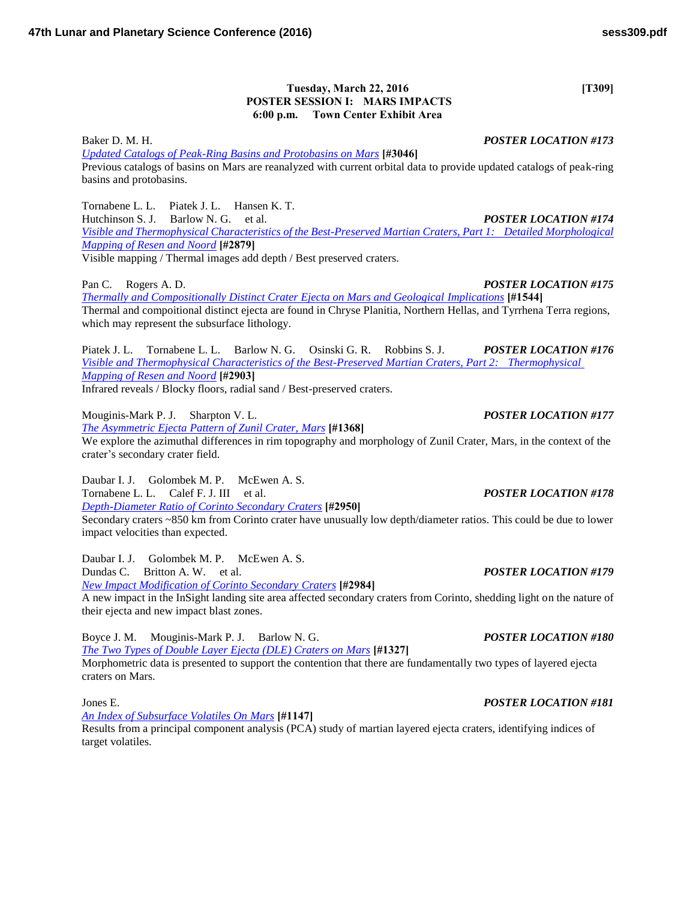**Tuesday, March 22, 2016 [T309]**
**POSTER SESSION I: MARS IMPACTS**
**6:00 p.m. Town Center Exhibit Area**

Baker D. M. H. ***POSTER LOCATION #173***
[Updated Catalogs of Peak-Ring Basins and Protobasins on Mars](#) **[#3046]**
Previous catalogs of basins on Mars are reanalyzed with current orbital data to provide updated catalogs of peak-ring basins and protobasins.

Tornabene L. L. Piatek J. L. Hansen K. T.
Hutchinson S. J. Barlow N. G. et al. ***POSTER LOCATION #174***
[Visible and Thermophysical Characteristics of the Best-Preserved Martian Craters, Part 1: Detailed Morphological Mapping of Resen and Noord](#) **[#2879]**
Visible mapping / Thermal images add depth / Best preserved craters.

Pan C. Rogers A. D. ***POSTER LOCATION #175***
[Thermally and Compositionally Distinct Crater Ejecta on Mars and Geological Implications](#) **[#1544]**
Thermal and compoitional distinct ejecta are found in Chryse Planitia, Northern Hellas, and Tyrrhena Terra regions, which may represent the subsurface lithology.

Piatek J. L. Tornabene L. L. Barlow N. G. Osinski G. R. Robbins S. J. ***POSTER LOCATION #176***
[Visible and Thermophysical Characteristics of the Best-Preserved Martian Craters, Part 2: Thermophysical Mapping of Resen and Noord](#) **[#2903]**
Infrared reveals / Blocky floors, radial sand / Best-preserved craters.

Mouginis-Mark P. J. Sharpton V. L. ***POSTER LOCATION #177***
[The Asymmetric Ejecta Pattern of Zunil Crater, Mars](#) **[#1368]**
We explore the azimuthal differences in rim topography and morphology of Zunil Crater, Mars, in the context of the crater's secondary crater field.

Daubar I. J. Golombek M. P. McEwen A. S.
Tornabene L. L. Calef F. J. III et al. ***POSTER LOCATION #178***
[Depth-Diameter Ratio of Corinto Secondary Craters](#) **[#2950]**
Secondary craters ~850 km from Corinto crater have unusually low depth/diameter ratios. This could be due to lower impact velocities than expected.

Daubar I. J. Golombek M. P. McEwen A. S.
Dundas C. Britton A. W. et al. ***POSTER LOCATION #179***
[New Impact Modification of Corinto Secondary Craters](#) **[#2984]**
A new impact in the InSight landing site area affected secondary craters from Corinto, shedding light on the nature of their ejecta and new impact blast zones.

Boyce J. M. Mouginis-Mark P. J. Barlow N. G. ***POSTER LOCATION #180***
[The Two Types of Double Layer Ejecta (DLE) Craters on Mars](#) **[#1327]**
Morphometric data is presented to support the contention that there are fundamentally two types of layered ejecta craters on Mars.

Jones E. ***POSTER LOCATION #181***
[An Index of Subsurface Volatiles On Mars](#) **[#1147]**
Results from a principal component analysis (PCA) study of martian layered ejecta craters, identifying indices of target volatiles.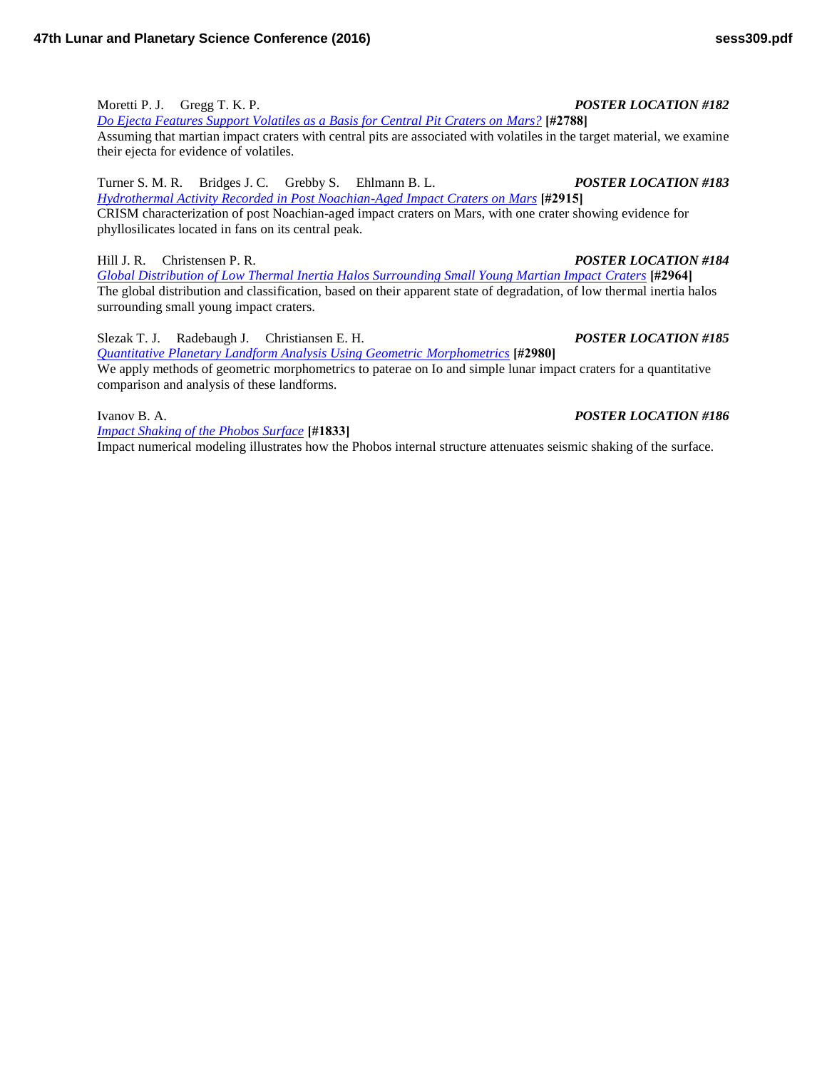Moretti P. J. Gregg T. K. P. ***POSTER LOCATION #182***

*Do Ejecta Features Support Volatiles as a Basis for Central Pit Craters on Mars?* **[#2788]**

Assuming that martian impact craters with central pits are associated with volatiles in the target material, we examine their ejecta for evidence of volatiles.

Turner S. M. R. Bridges J. C. Grebby S. Ehlmann B. L. ***POSTER LOCATION #183***

*Hydrothermal Activity Recorded in Post Noachian-Aged Impact Craters on Mars* **[#2915]**

CRISM characterization of post Noachian-aged impact craters on Mars, with one crater showing evidence for phyllosilicates located in fans on its central peak.

Hill J. R. Christensen P. R. ***POSTER LOCATION #184***

*Global Distribution of Low Thermal Inertia Halos Surrounding Small Young Martian Impact Craters* **[#2964]**

The global distribution and classification, based on their apparent state of degradation, of low thermal inertia halos surrounding small young impact craters.

Slezak T. J. Radebaugh J. Christiansen E. H. ***POSTER LOCATION #185***

*Quantitative Planetary Landform Analysis Using Geometric Morphometrics* **[#2980]**

We apply methods of geometric morphometrics to paterae on Io and simple lunar impact craters for a quantitative comparison and analysis of these landforms.

Ivanov B. A. ***POSTER LOCATION #186***

*Impact Shaking of the Phobos Surface* **[#1833]**

Impact numerical modeling illustrates how the Phobos internal structure attenuates seismic shaking of the surface.